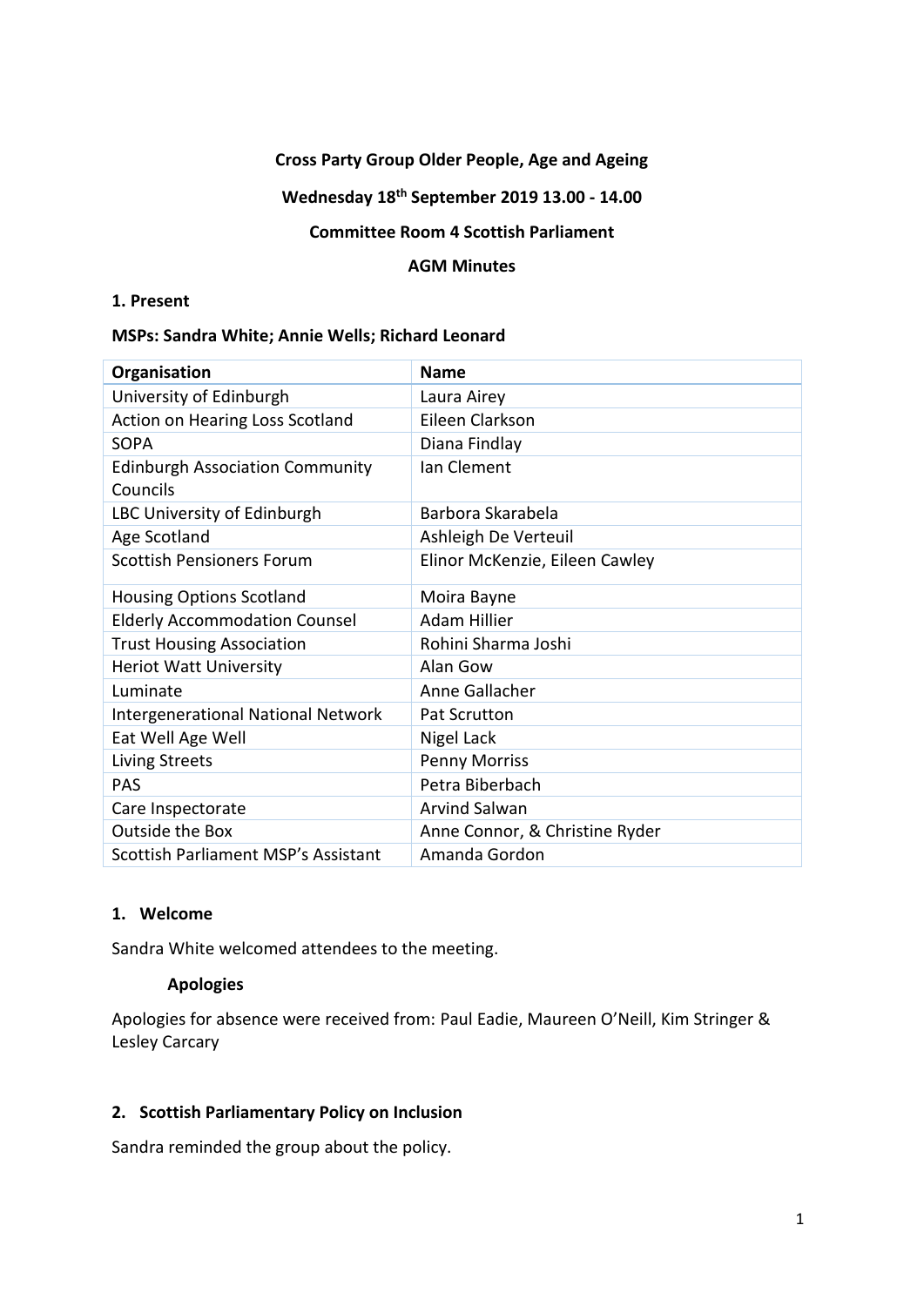**Cross Party Group Older People, Age and Ageing**

**Wednesday 18th September 2019 13.00 - 14.00**

**Committee Room 4 Scottish Parliament**

**AGM Minutes**

**1. Present**

**MSPs: Sandra White; Annie Wells; Richard Leonard**

| Organisation | Name |
|---|---|
| University of Edinburgh | Laura Airey |
| Action on Hearing Loss Scotland | Eileen Clarkson |
| SOPA | Diana Findlay |
| Edinburgh Association Community Councils | Ian Clement |
| LBC University of Edinburgh | Barbora Skarabela |
| Age Scotland | Ashleigh De Verteuil |
| Scottish Pensioners Forum | Elinor McKenzie, Eileen Cawley |
| Housing Options Scotland | Moira Bayne |
| Elderly Accommodation Counsel | Adam Hillier |
| Trust Housing Association | Rohini Sharma Joshi |
| Heriot Watt University | Alan Gow |
| Luminate | Anne Gallacher |
| Intergenerational National Network | Pat Scrutton |
| Eat Well Age Well | Nigel Lack |
| Living Streets | Penny Morriss |
| PAS | Petra Biberbach |
| Care Inspectorate | Arvind Salwan |
| Outside the Box | Anne Connor, & Christine Ryder |
| Scottish Parliament MSP's Assistant | Amanda Gordon |

**1. Welcome**

Sandra White welcomed attendees to the meeting.

**Apologies**

Apologies for absence were received from: Paul Eadie, Maureen O'Neill, Kim Stringer & Lesley Carcary

**2. Scottish Parliamentary Policy on Inclusion**

Sandra reminded the group about the policy.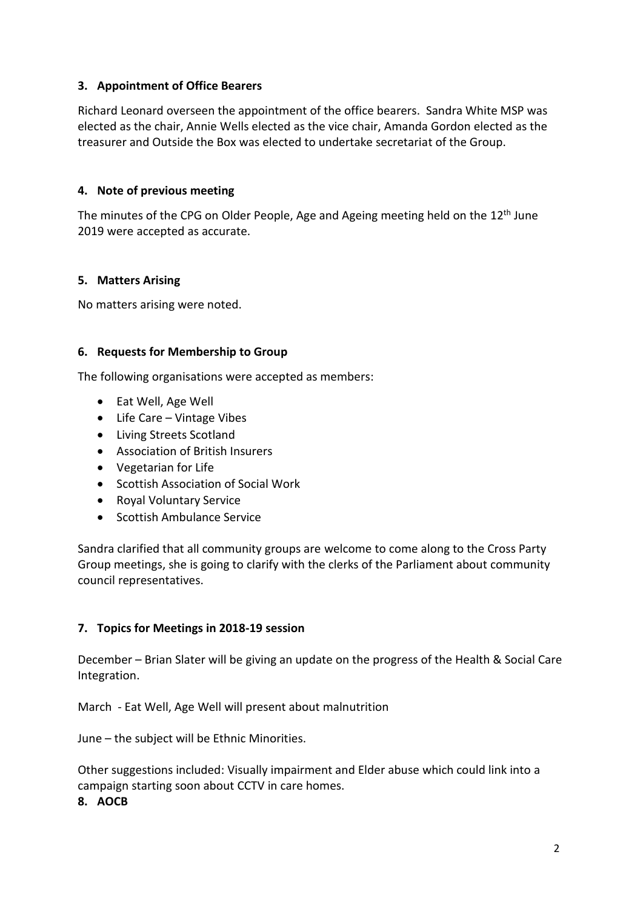### 3. Appointment of Office Bearers

Richard Leonard overseen the appointment of the office bearers. Sandra White MSP was elected as the chair, Annie Wells elected as the vice chair, Amanda Gordon elected as the treasurer and Outside the Box was elected to undertake secretariat of the Group.

### 4. Note of previous meeting

The minutes of the CPG on Older People, Age and Ageing meeting held on the 12th June 2019 were accepted as accurate.

### 5. Matters Arising

No matters arising were noted.

### 6. Requests for Membership to Group

The following organisations were accepted as members:

- Eat Well, Age Well
- Life Care – Vintage Vibes
- Living Streets Scotland
- Association of British Insurers
- Vegetarian for Life
- Scottish Association of Social Work
- Royal Voluntary Service
- Scottish Ambulance Service

Sandra clarified that all community groups are welcome to come along to the Cross Party Group meetings, she is going to clarify with the clerks of the Parliament about community council representatives.

### 7. Topics for Meetings in 2018-19 session

December – Brian Slater will be giving an update on the progress of the Health & Social Care Integration.

March - Eat Well, Age Well will present about malnutrition

June – the subject will be Ethnic Minorities.

Other suggestions included: Visually impairment and Elder abuse which could link into a campaign starting soon about CCTV in care homes.

### 8. AOCB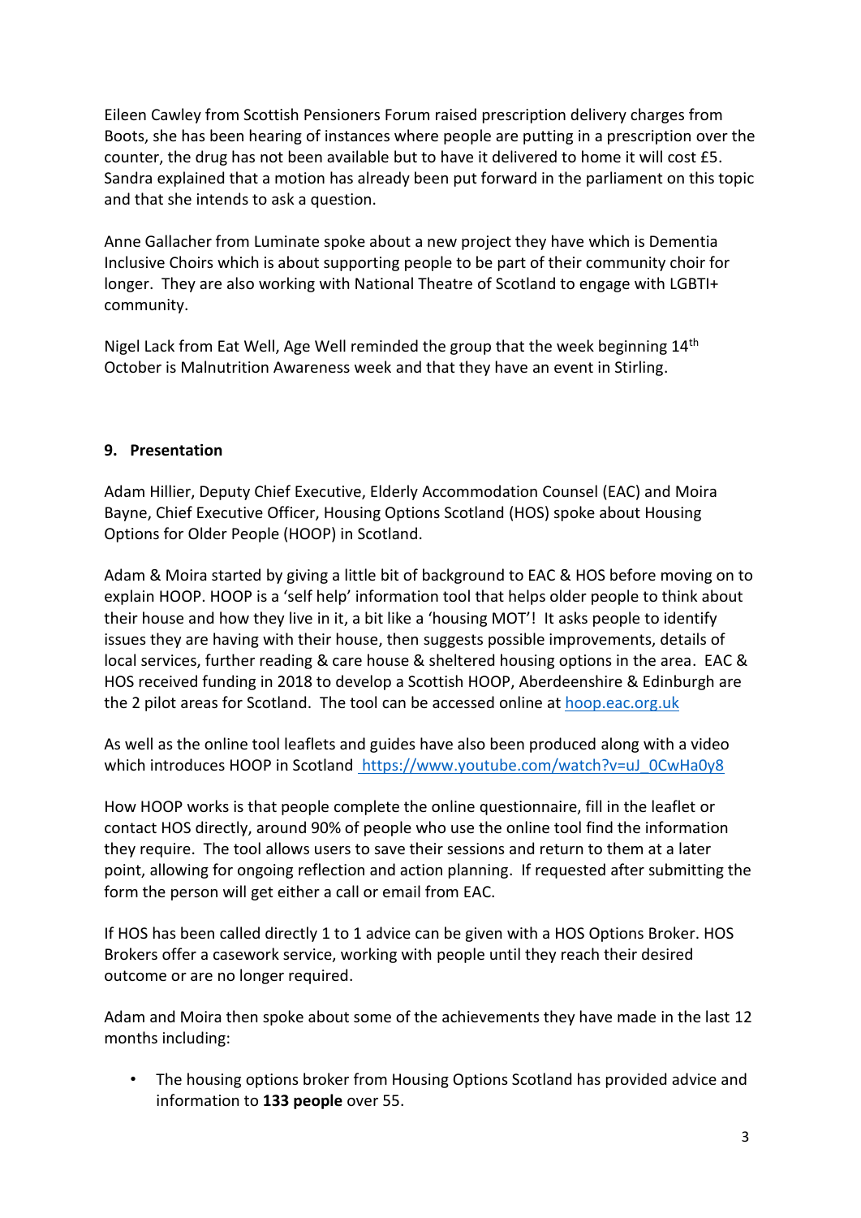Eileen Cawley from Scottish Pensioners Forum raised prescription delivery charges from Boots, she has been hearing of instances where people are putting in a prescription over the counter, the drug has not been available but to have it delivered to home it will cost £5. Sandra explained that a motion has already been put forward in the parliament on this topic and that she intends to ask a question.

Anne Gallacher from Luminate spoke about a new project they have which is Dementia Inclusive Choirs which is about supporting people to be part of their community choir for longer. They are also working with National Theatre of Scotland to engage with LGBTI+ community.

Nigel Lack from Eat Well, Age Well reminded the group that the week beginning 14th October is Malnutrition Awareness week and that they have an event in Stirling.

## 9. Presentation

Adam Hillier, Deputy Chief Executive, Elderly Accommodation Counsel (EAC) and Moira Bayne, Chief Executive Officer, Housing Options Scotland (HOS) spoke about Housing Options for Older People (HOOP) in Scotland.

Adam & Moira started by giving a little bit of background to EAC & HOS before moving on to explain HOOP. HOOP is a 'self help' information tool that helps older people to think about their house and how they live in it, a bit like a 'housing MOT'! It asks people to identify issues they are having with their house, then suggests possible improvements, details of local services, further reading & care house & sheltered housing options in the area. EAC & HOS received funding in 2018 to develop a Scottish HOOP, Aberdeenshire & Edinburgh are the 2 pilot areas for Scotland. The tool can be accessed online at [hoop.eac.org.uk](hoop.eac.org.uk)

As well as the online tool leaflets and guides have also been produced along with a video which introduces HOOP in Scotland [https://www.youtube.com/watch?v=uJ_0CwHa0y8](https://www.youtube.com/watch?v=uJ_0CwHa0y8)

How HOOP works is that people complete the online questionnaire, fill in the leaflet or contact HOS directly, around 90% of people who use the online tool find the information they require. The tool allows users to save their sessions and return to them at a later point, allowing for ongoing reflection and action planning. If requested after submitting the form the person will get either a call or email from EAC.

If HOS has been called directly 1 to 1 advice can be given with a HOS Options Broker. HOS Brokers offer a casework service, working with people until they reach their desired outcome or are no longer required.

Adam and Moira then spoke about some of the achievements they have made in the last 12 months including:

- The housing options broker from Housing Options Scotland has provided advice and information to **133 people** over 55.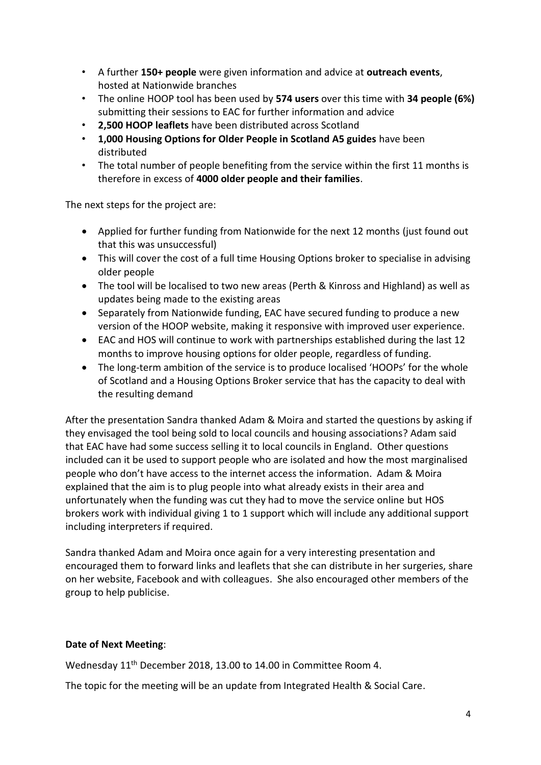- A further **150+ people** were given information and advice at **outreach events**, hosted at Nationwide branches
- The online HOOP tool has been used by **574 users** over this time with **34 people (6%)** submitting their sessions to EAC for further information and advice
- **2,500 HOOP leaflets** have been distributed across Scotland
- **1,000 Housing Options for Older People in Scotland A5 guides** have been distributed
- The total number of people benefiting from the service within the first 11 months is therefore in excess of **4000 older people and their families**.

The next steps for the project are:

- Applied for further funding from Nationwide for the next 12 months (just found out that this was unsuccessful)
- This will cover the cost of a full time Housing Options broker to specialise in advising older people
- The tool will be localised to two new areas (Perth & Kinross and Highland) as well as updates being made to the existing areas
- Separately from Nationwide funding, EAC have secured funding to produce a new version of the HOOP website, making it responsive with improved user experience.
- EAC and HOS will continue to work with partnerships established during the last 12 months to improve housing options for older people, regardless of funding.
- The long-term ambition of the service is to produce localised 'HOOPs' for the whole of Scotland and a Housing Options Broker service that has the capacity to deal with the resulting demand

After the presentation Sandra thanked Adam & Moira and started the questions by asking if they envisaged the tool being sold to local councils and housing associations? Adam said that EAC have had some success selling it to local councils in England. Other questions included can it be used to support people who are isolated and how the most marginalised people who don't have access to the internet access the information. Adam & Moira explained that the aim is to plug people into what already exists in their area and unfortunately when the funding was cut they had to move the service online but HOS brokers work with individual giving 1 to 1 support which will include any additional support including interpreters if required.

Sandra thanked Adam and Moira once again for a very interesting presentation and encouraged them to forward links and leaflets that she can distribute in her surgeries, share on her website, Facebook and with colleagues. She also encouraged other members of the group to help publicise.

**Date of Next Meeting**:

Wednesday 11th December 2018, 13.00 to 14.00 in Committee Room 4.

The topic for the meeting will be an update from Integrated Health & Social Care.